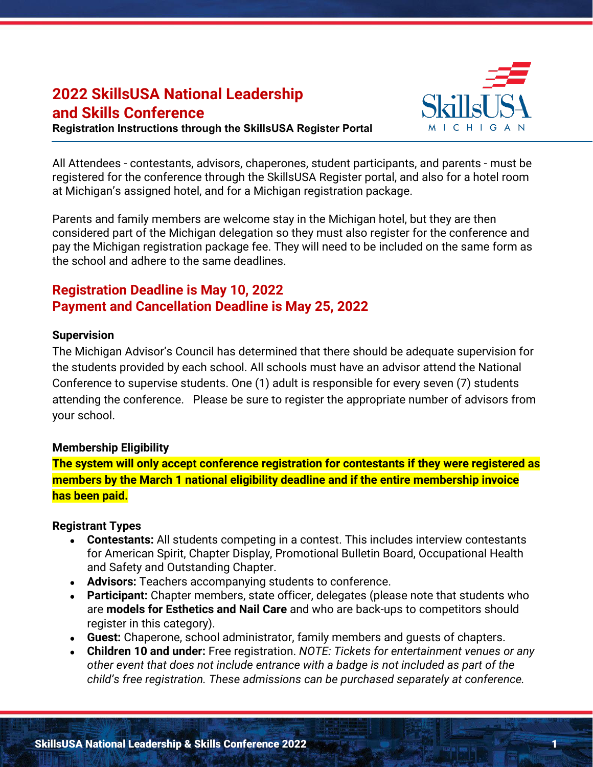# 2022 SkillsUSA National Leadership and Skills Conference

**Registration Instructions through the SkillsUSA Register Portal**

All Attendees - contestants, advisors, chaperones, student participants, and parents - must be registered for the conference through the SkillsUSA Register portal, and also for a hotel room at Michigan's assigned hotel, and for a Michigan registration package.

Parents and family members are welcome stay in the Michigan hotel, but they are then considered part of the Michigan delegation so they must also register for the conference and pay the Michigan registration package fee. They will need to be included on the same form as the school and adhere to the same deadlines.

## Registration Deadline is May 10, 2022
## Payment and Cancellation Deadline is May 25, 2022

### Supervision

The Michigan Advisor's Council has determined that there should be adequate supervision for the students provided by each school. All schools must have an advisor attend the National Conference to supervise students. One (1) adult is responsible for every seven (7) students attending the conference. Please be sure to register the appropriate number of advisors from your school.

### Membership Eligibility

**The system will only accept conference registration for contestants if they were registered as members by the March 1 national eligibility deadline and if the entire membership invoice has been paid.**

### Registrant Types

- **Contestants:** All students competing in a contest. This includes interview contestants for American Spirit, Chapter Display, Promotional Bulletin Board, Occupational Health and Safety and Outstanding Chapter.
- **Advisors:** Teachers accompanying students to conference.
- **Participant:** Chapter members, state officer, delegates (please note that students who are **models for Esthetics and Nail Care** and who are back-ups to competitors should register in this category).
- **Guest:** Chaperone, school administrator, family members and guests of chapters.
- **Children 10 and under:** Free registration. *NOTE: Tickets for entertainment venues or any other event that does not include entrance with a badge is not included as part of the child's free registration. These admissions can be purchased separately at conference.*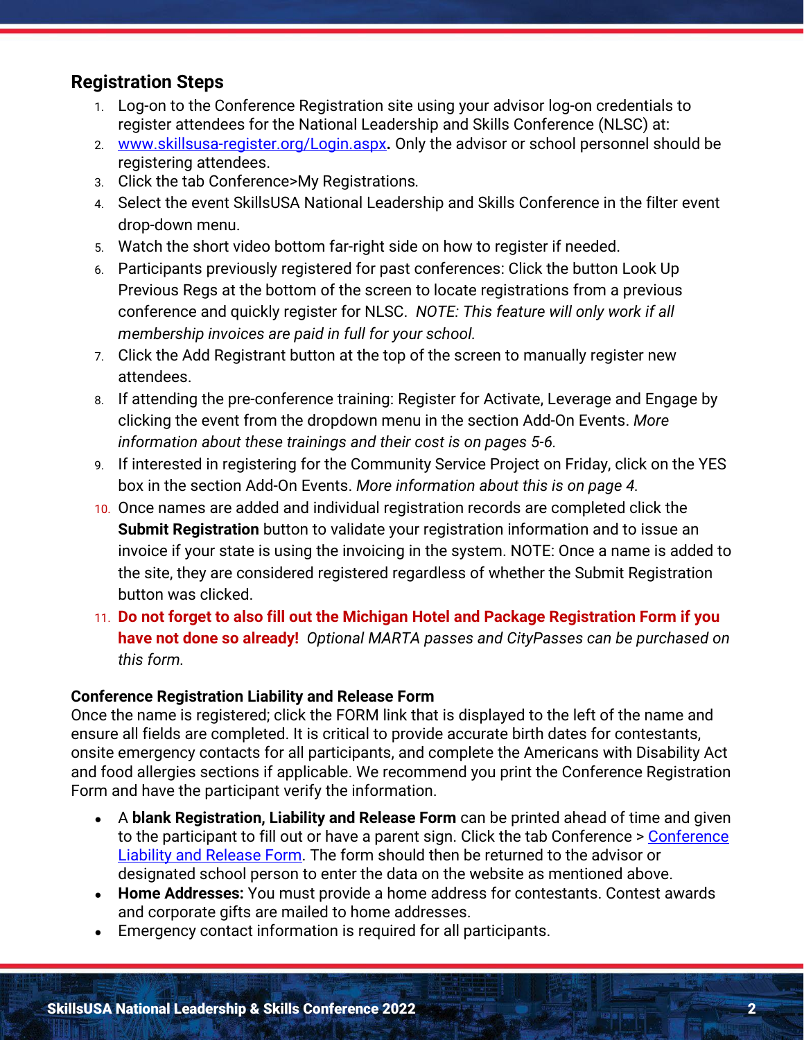## Registration Steps

1. Log-on to the Conference Registration site using your advisor log-on credentials to register attendees for the National Leadership and Skills Conference (NLSC) at:
2. [www.skillsusa-register.org/Login.aspx](www.skillsusa-register.org/Login.aspx)**.** Only the advisor or school personnel should be registering attendees.
3. Click the tab Conference>My Registrations.
4. Select the event SkillsUSA National Leadership and Skills Conference in the filter event drop-down menu.
5. Watch the short video bottom far-right side on how to register if needed.
6. Participants previously registered for past conferences: Click the button Look Up Previous Regs at the bottom of the screen to locate registrations from a previous conference and quickly register for NLSC. *NOTE: This feature will only work if all membership invoices are paid in full for your school.*
7. Click the Add Registrant button at the top of the screen to manually register new attendees.
8. If attending the pre-conference training: Register for Activate, Leverage and Engage by clicking the event from the dropdown menu in the section Add-On Events. *More information about these trainings and their cost is on pages 5-6.*
9. If interested in registering for the Community Service Project on Friday, click on the YES box in the section Add-On Events. *More information about this is on page 4.*
10. Once names are added and individual registration records are completed click the **Submit Registration** button to validate your registration information and to issue an invoice if your state is using the invoicing in the system. NOTE: Once a name is added to the site, they are considered registered regardless of whether the Submit Registration button was clicked.
11. **Do not forget to also fill out the Michigan Hotel and Package Registration Form if you have not done so already!** *Optional MARTA passes and CityPasses can be purchased on this form.*

### Conference Registration Liability and Release Form

Once the name is registered; click the FORM link that is displayed to the left of the name and ensure all fields are completed. It is critical to provide accurate birth dates for contestants, onsite emergency contacts for all participants, and complete the Americans with Disability Act and food allergies sections if applicable. We recommend you print the Conference Registration Form and have the participant verify the information.

- A **blank Registration, Liability and Release Form** can be printed ahead of time and given to the participant to fill out or have a parent sign. Click the tab Conference > Conference Liability and Release Form. The form should then be returned to the advisor or designated school person to enter the data on the website as mentioned above.
- **Home Addresses:** You must provide a home address for contestants. Contest awards and corporate gifts are mailed to home addresses.
- Emergency contact information is required for all participants.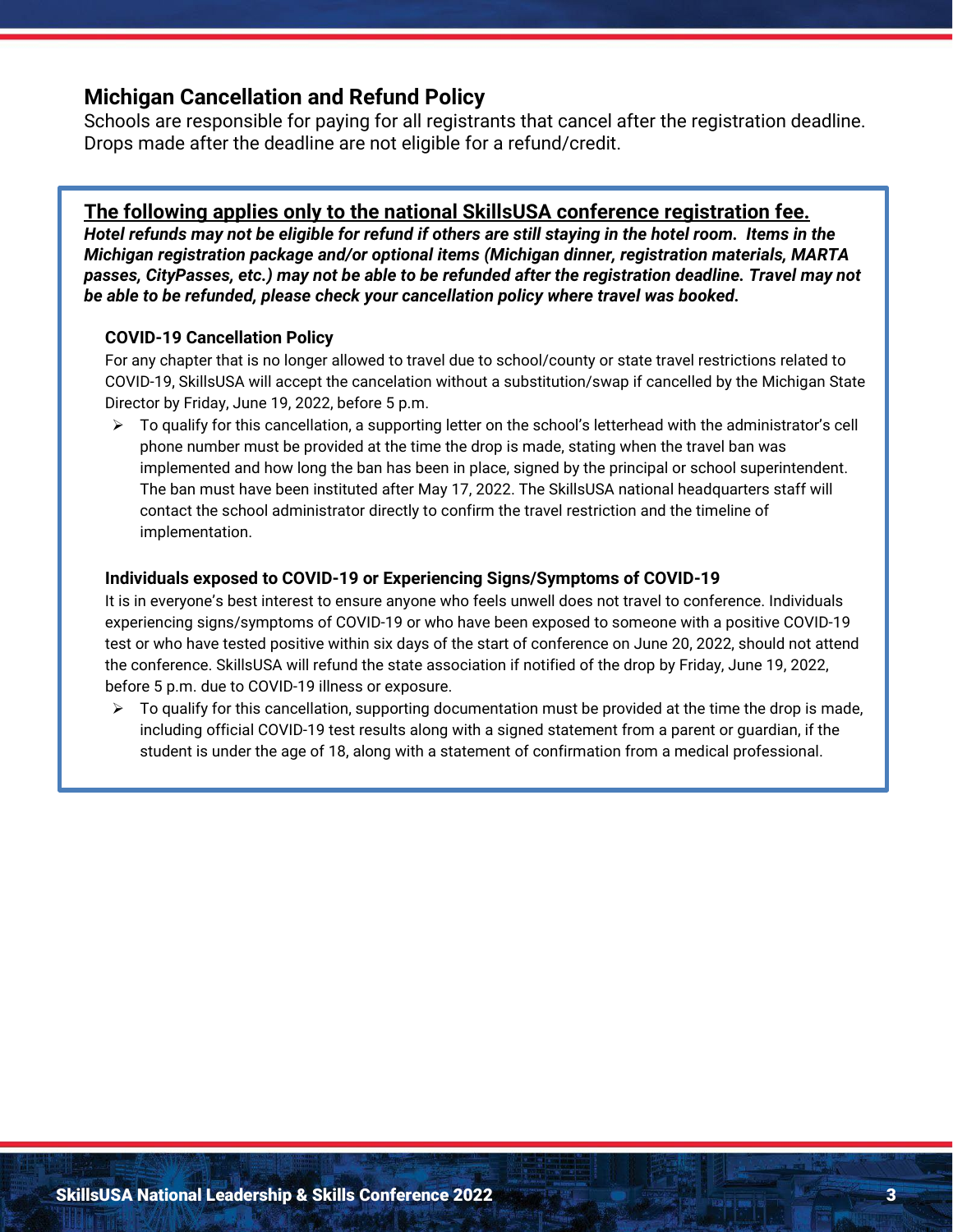## Michigan Cancellation and Refund Policy

Schools are responsible for paying for all registrants that cancel after the registration deadline. Drops made after the deadline are not eligible for a refund/credit.

**The following applies only to the national SkillsUSA conference registration fee.**

***Hotel refunds may not be eligible for refund if others are still staying in the hotel room. Items in the Michigan registration package and/or optional items (Michigan dinner, registration materials, MARTA passes, CityPasses, etc.) may not be able to be refunded after the registration deadline. Travel may not be able to be refunded, please check your cancellation policy where travel was booked.***

### COVID-19 Cancellation Policy

For any chapter that is no longer allowed to travel due to school/county or state travel restrictions related to COVID-19, SkillsUSA will accept the cancelation without a substitution/swap if cancelled by the Michigan State Director by Friday, June 19, 2022, before 5 p.m.

- To qualify for this cancellation, a supporting letter on the school's letterhead with the administrator's cell phone number must be provided at the time the drop is made, stating when the travel ban was implemented and how long the ban has been in place, signed by the principal or school superintendent. The ban must have been instituted after May 17, 2022. The SkillsUSA national headquarters staff will contact the school administrator directly to confirm the travel restriction and the timeline of implementation.

### Individuals exposed to COVID-19 or Experiencing Signs/Symptoms of COVID-19

It is in everyone's best interest to ensure anyone who feels unwell does not travel to conference. Individuals experiencing signs/symptoms of COVID-19 or who have been exposed to someone with a positive COVID-19 test or who have tested positive within six days of the start of conference on June 20, 2022, should not attend the conference. SkillsUSA will refund the state association if notified of the drop by Friday, June 19, 2022, before 5 p.m. due to COVID-19 illness or exposure.

- To qualify for this cancellation, supporting documentation must be provided at the time the drop is made, including official COVID-19 test results along with a signed statement from a parent or guardian, if the student is under the age of 18, along with a statement of confirmation from a medical professional.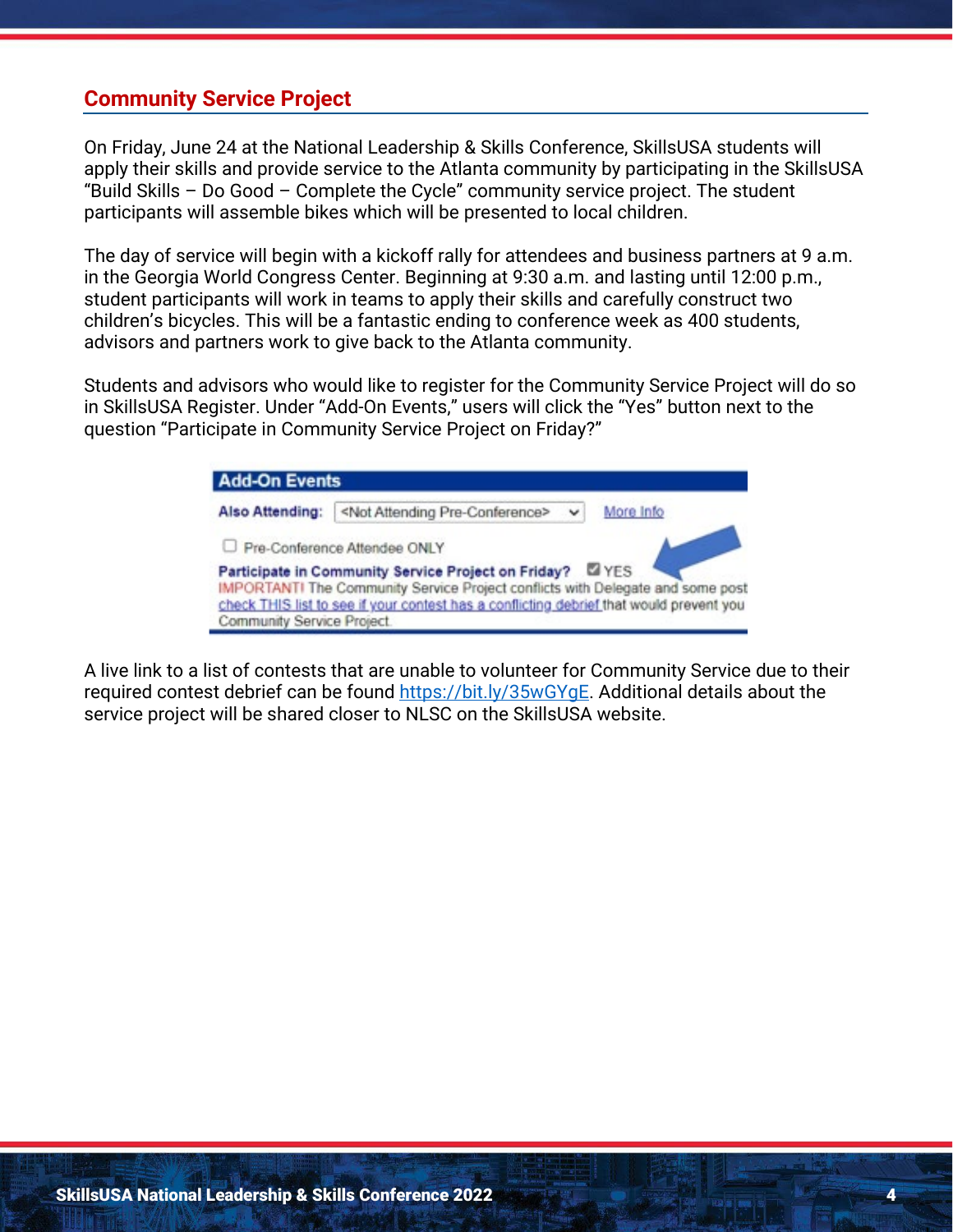## Community Service Project

On Friday, June 24 at the National Leadership & Skills Conference, SkillsUSA students will apply their skills and provide service to the Atlanta community by participating in the SkillsUSA "Build Skills – Do Good – Complete the Cycle" community service project. The student participants will assemble bikes which will be presented to local children.

The day of service will begin with a kickoff rally for attendees and business partners at 9 a.m. in the Georgia World Congress Center. Beginning at 9:30 a.m. and lasting until 12:00 p.m., student participants will work in teams to apply their skills and carefully construct two children's bicycles. This will be a fantastic ending to conference week as 400 students, advisors and partners work to give back to the Atlanta community.

Students and advisors who would like to register for the Community Service Project will do so in SkillsUSA Register. Under "Add-On Events," users will click the "Yes" button next to the question "Participate in Community Service Project on Friday?"

**Add-On Events**

**Also Attending:** <Not Attending Pre-Conference> More Info

☐ Pre-Conference Attendee ONLY

**Participate in Community Service Project on Friday?** ☑ YES

IMPORTANT! The Community Service Project conflicts with Delegate and some post check THIS list to see if your contest has a conflicting debrief that would prevent you Community Service Project.

A live link to a list of contests that are unable to volunteer for Community Service due to their required contest debrief can be found https://bit.ly/35wGYgE. Additional details about the service project will be shared closer to NLSC on the SkillsUSA website.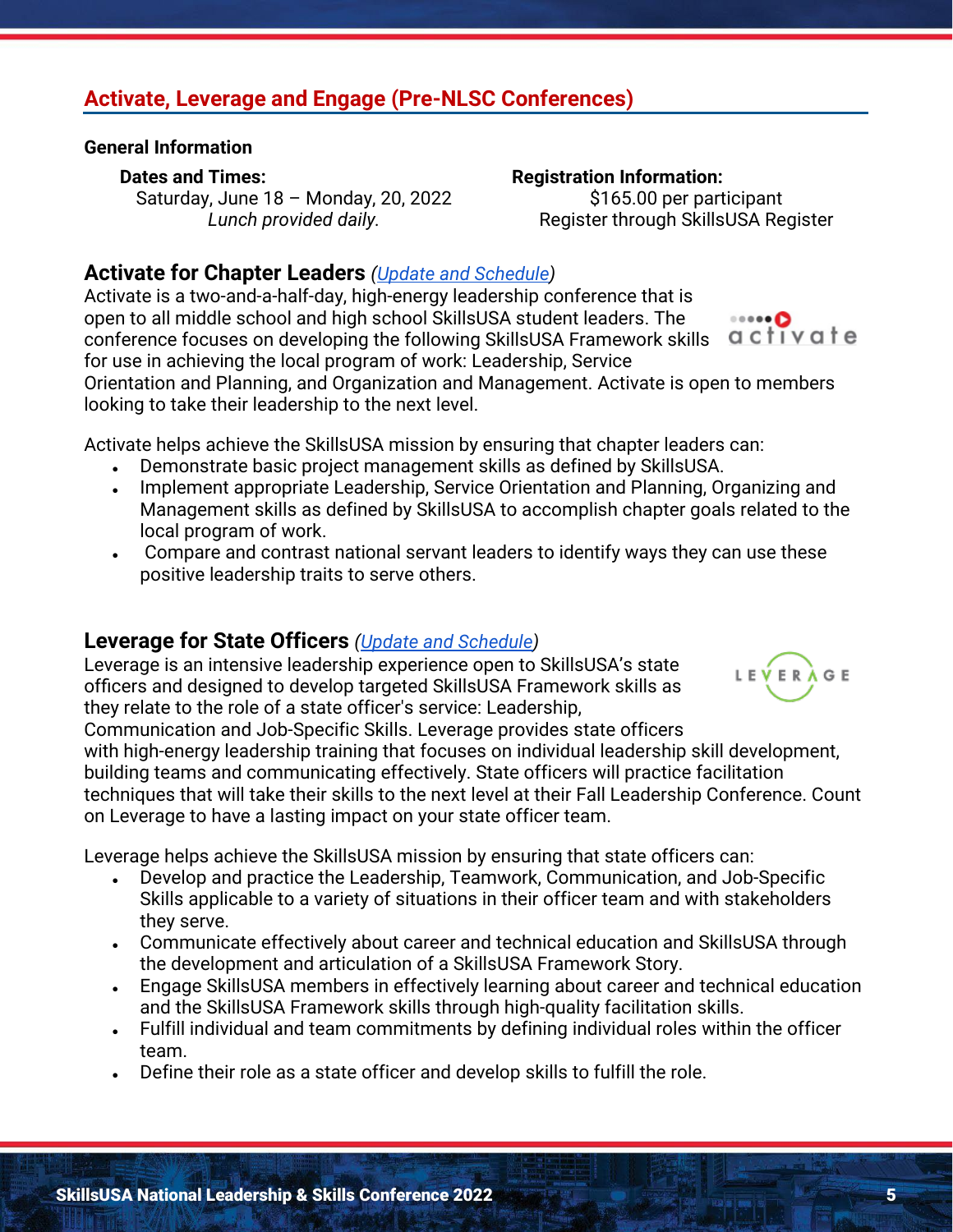## Activate, Leverage and Engage (Pre-NLSC Conferences)

### General Information

**Dates and Times:**
Saturday, June 18 – Monday, 20, 2022
*Lunch provided daily.*

**Registration Information:**
$165.00 per participant
Register through SkillsUSA Register

### Activate for Chapter Leaders *(Update and Schedule)*

Activate is a two-and-a-half-day, high-energy leadership conference that is open to all middle school and high school SkillsUSA student leaders. The conference focuses on developing the following SkillsUSA Framework skills for use in achieving the local program of work: Leadership, Service Orientation and Planning, and Organization and Management. Activate is open to members looking to take their leadership to the next level.

Activate helps achieve the SkillsUSA mission by ensuring that chapter leaders can:

- Demonstrate basic project management skills as defined by SkillsUSA.
- Implement appropriate Leadership, Service Orientation and Planning, Organizing and Management skills as defined by SkillsUSA to accomplish chapter goals related to the local program of work.
- Compare and contrast national servant leaders to identify ways they can use these positive leadership traits to serve others.

### Leverage for State Officers *(Update and Schedule)*

Leverage is an intensive leadership experience open to SkillsUSA's state officers and designed to develop targeted SkillsUSA Framework skills as they relate to the role of a state officer's service: Leadership, Communication and Job-Specific Skills. Leverage provides state officers with high-energy leadership training that focuses on individual leadership skill development, building teams and communicating effectively. State officers will practice facilitation techniques that will take their skills to the next level at their Fall Leadership Conference. Count on Leverage to have a lasting impact on your state officer team.

Leverage helps achieve the SkillsUSA mission by ensuring that state officers can:

- Develop and practice the Leadership, Teamwork, Communication, and Job-Specific Skills applicable to a variety of situations in their officer team and with stakeholders they serve.
- Communicate effectively about career and technical education and SkillsUSA through the development and articulation of a SkillsUSA Framework Story.
- Engage SkillsUSA members in effectively learning about career and technical education and the SkillsUSA Framework skills through high-quality facilitation skills.
- Fulfill individual and team commitments by defining individual roles within the officer team.
- Define their role as a state officer and develop skills to fulfill the role.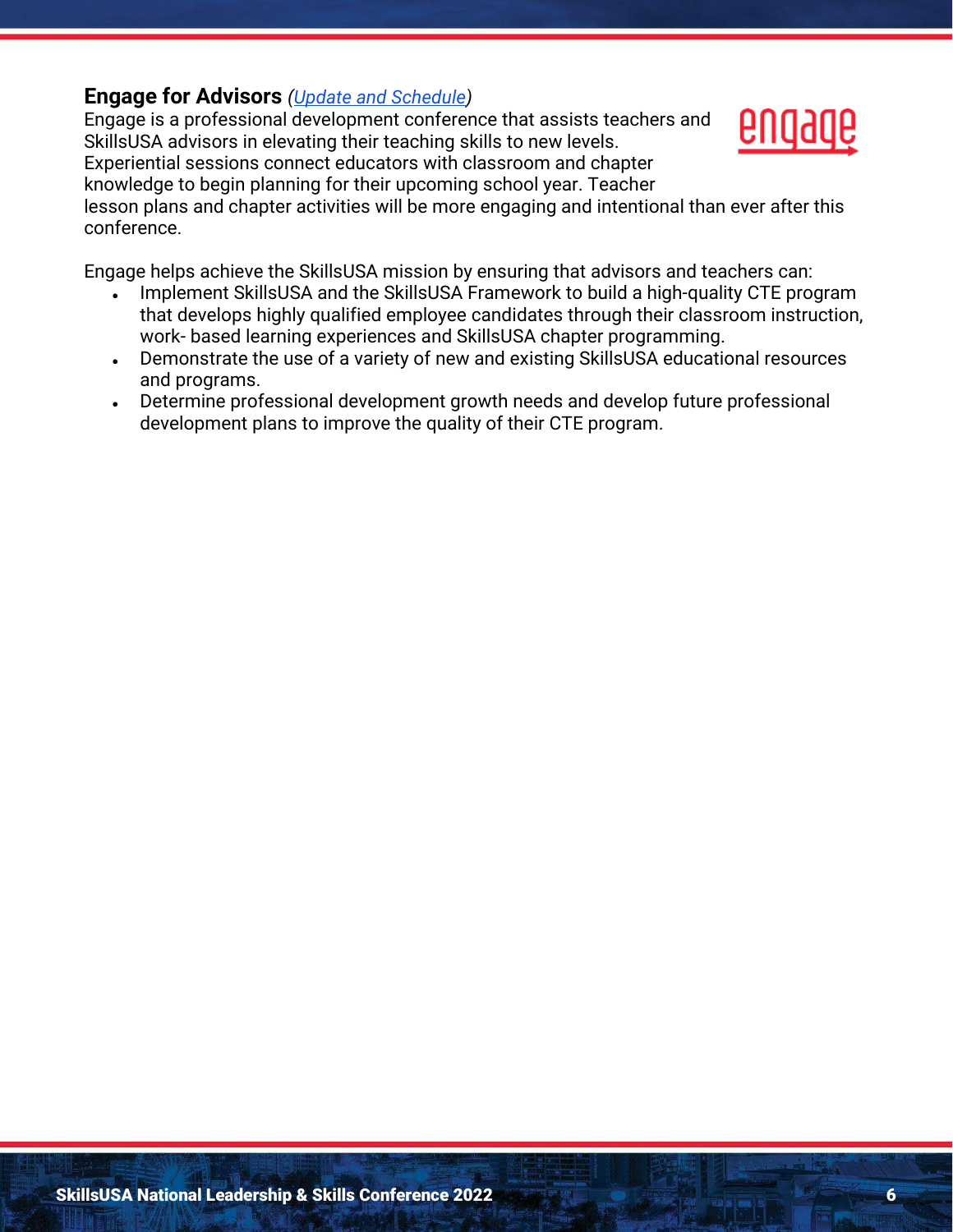## Engage for Advisors *(Update and Schedule)*

Engage is a professional development conference that assists teachers and SkillsUSA advisors in elevating their teaching skills to new levels. Experiential sessions connect educators with classroom and chapter knowledge to begin planning for their upcoming school year. Teacher lesson plans and chapter activities will be more engaging and intentional than ever after this conference.

Engage helps achieve the SkillsUSA mission by ensuring that advisors and teachers can:

- Implement SkillsUSA and the SkillsUSA Framework to build a high-quality CTE program that develops highly qualified employee candidates through their classroom instruction, work- based learning experiences and SkillsUSA chapter programming.
- Demonstrate the use of a variety of new and existing SkillsUSA educational resources and programs.
- Determine professional development growth needs and develop future professional development plans to improve the quality of their CTE program.